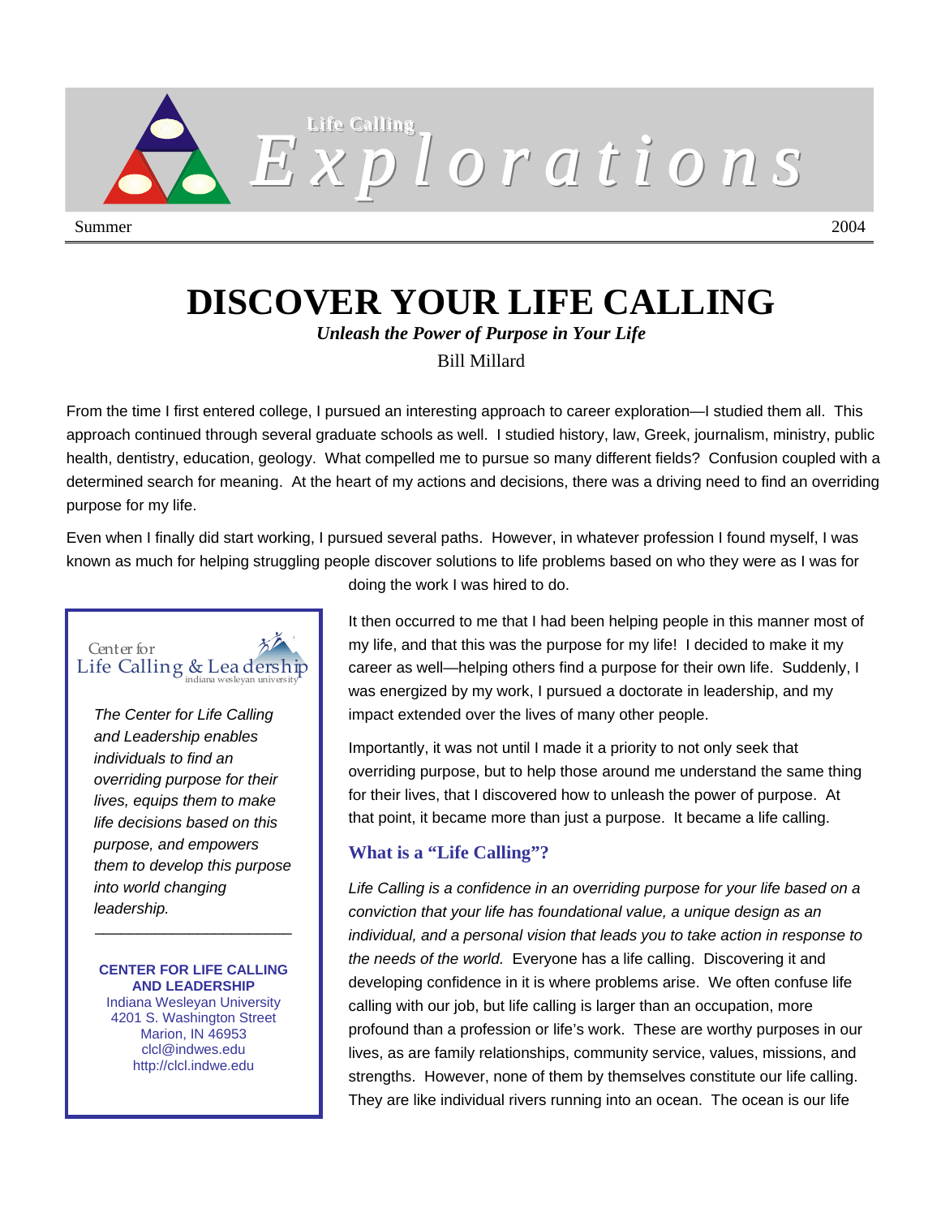Life Calling

# Explorations

Summer 2004

# DISCOVER YOUR LIFE CALLING

***Unleash the Power of Purpose in Your Life***

Bill Millard

From the time I first entered college, I pursued an interesting approach to career exploration—I studied them all. This approach continued through several graduate schools as well. I studied history, law, Greek, journalism, ministry, public health, dentistry, education, geology. What compelled me to pursue so many different fields? Confusion coupled with a determined search for meaning. At the heart of my actions and decisions, there was a driving need to find an overriding purpose for my life.

Even when I finally did start working, I pursued several paths. However, in whatever profession I found myself, I was known as much for helping struggling people discover solutions to life problems based on who they were as I was for doing the work I was hired to do.

It then occurred to me that I had been helping people in this manner most of my life, and that this was the purpose for my life! I decided to make it my career as well—helping others find a purpose for their own life. Suddenly, I was energized by my work, I pursued a doctorate in leadership, and my impact extended over the lives of many other people.

Importantly, it was not until I made it a priority to not only seek that overriding purpose, but to help those around me understand the same thing for their lives, that I discovered how to unleash the power of purpose. At that point, it became more than just a purpose. It became a life calling.

## What is a "Life Calling"?

*Life Calling is a confidence in an overriding purpose for your life based on a conviction that your life has foundational value, a unique design as an individual, and a personal vision that leads you to take action in response to the needs of the world.* Everyone has a life calling. Discovering it and developing confidence in it is where problems arise. We often confuse life calling with our job, but life calling is larger than an occupation, more profound than a profession or life's work. These are worthy purposes in our lives, as are family relationships, community service, values, missions, and strengths. However, none of them by themselves constitute our life calling. They are like individual rivers running into an ocean. The ocean is our life

---

Center for Life Calling & Leadership
indiana wesleyan university

*The Center for Life Calling and Leadership enables individuals to find an overriding purpose for their lives, equips them to make life decisions based on this purpose, and empowers them to develop this purpose into world changing leadership.*

**CENTER FOR LIFE CALLING AND LEADERSHIP**
Indiana Wesleyan University
4201 S. Washington Street
Marion, IN 46953
clcl@indwes.edu
http://clcl.indwe.edu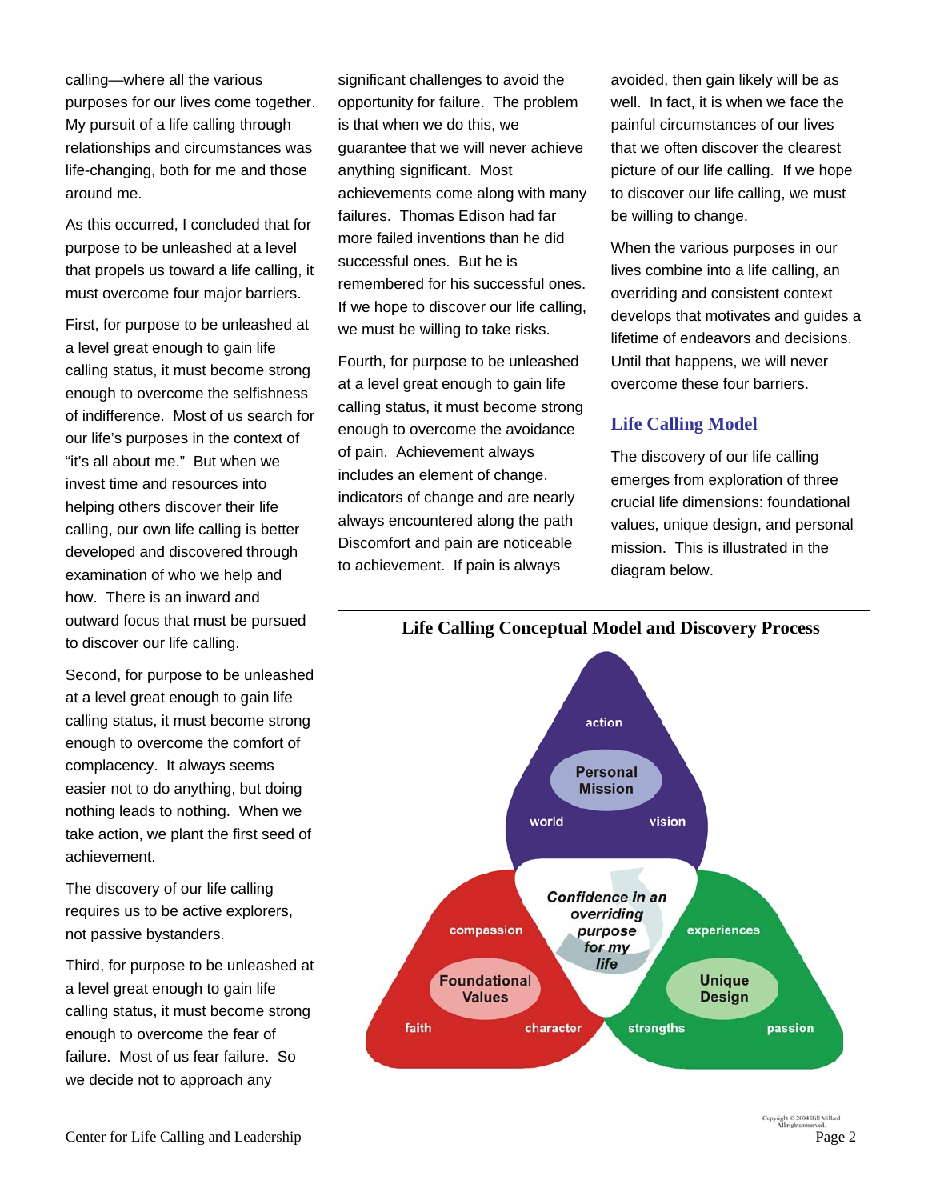calling—where all the various purposes for our lives come together. My pursuit of a life calling through relationships and circumstances was life-changing, both for me and those around me.

As this occurred, I concluded that for purpose to be unleashed at a level that propels us toward a life calling, it must overcome four major barriers.

First, for purpose to be unleashed at a level great enough to gain life calling status, it must become strong enough to overcome the selfishness of indifference. Most of us search for our life's purposes in the context of "it's all about me." But when we invest time and resources into helping others discover their life calling, our own life calling is better developed and discovered through examination of who we help and how. There is an inward and outward focus that must be pursued to discover our life calling.

Second, for purpose to be unleashed at a level great enough to gain life calling status, it must become strong enough to overcome the comfort of complacency. It always seems easier not to do anything, but doing nothing leads to nothing. When we take action, we plant the first seed of achievement.

The discovery of our life calling requires us to be active explorers, not passive bystanders.

Third, for purpose to be unleashed at a level great enough to gain life calling status, it must become strong enough to overcome the fear of failure. Most of us fear failure. So we decide not to approach any significant challenges to avoid the opportunity for failure. The problem is that when we do this, we guarantee that we will never achieve anything significant. Most achievements come along with many failures. Thomas Edison had far more failed inventions than he did successful ones. But he is remembered for his successful ones. If we hope to discover our life calling, we must be willing to take risks.

Fourth, for purpose to be unleashed at a level great enough to gain life calling status, it must become strong enough to overcome the avoidance of pain. Achievement always includes an element of change. indicators of change and are nearly always encountered along the path Discomfort and pain are noticeable to achievement. If pain is always avoided, then gain likely will be as well. In fact, it is when we face the painful circumstances of our lives that we often discover the clearest picture of our life calling. If we hope to discover our life calling, we must be willing to change.

When the various purposes in our lives combine into a life calling, an overriding and consistent context develops that motivates and guides a lifetime of endeavors and decisions. Until that happens, we will never overcome these four barriers.

## Life Calling Model

The discovery of our life calling emerges from exploration of three crucial life dimensions: foundational values, unique design, and personal mission. This is illustrated in the diagram below.

**Life Calling Conceptual Model and Discovery Process**

action
Personal Mission
world
vision
Confidence in an overriding purpose for my life
compassion
Foundational Values
faith
character
experiences
Unique Design
strengths
passion

Copyright © 2004 Bill Millard All rights reserved.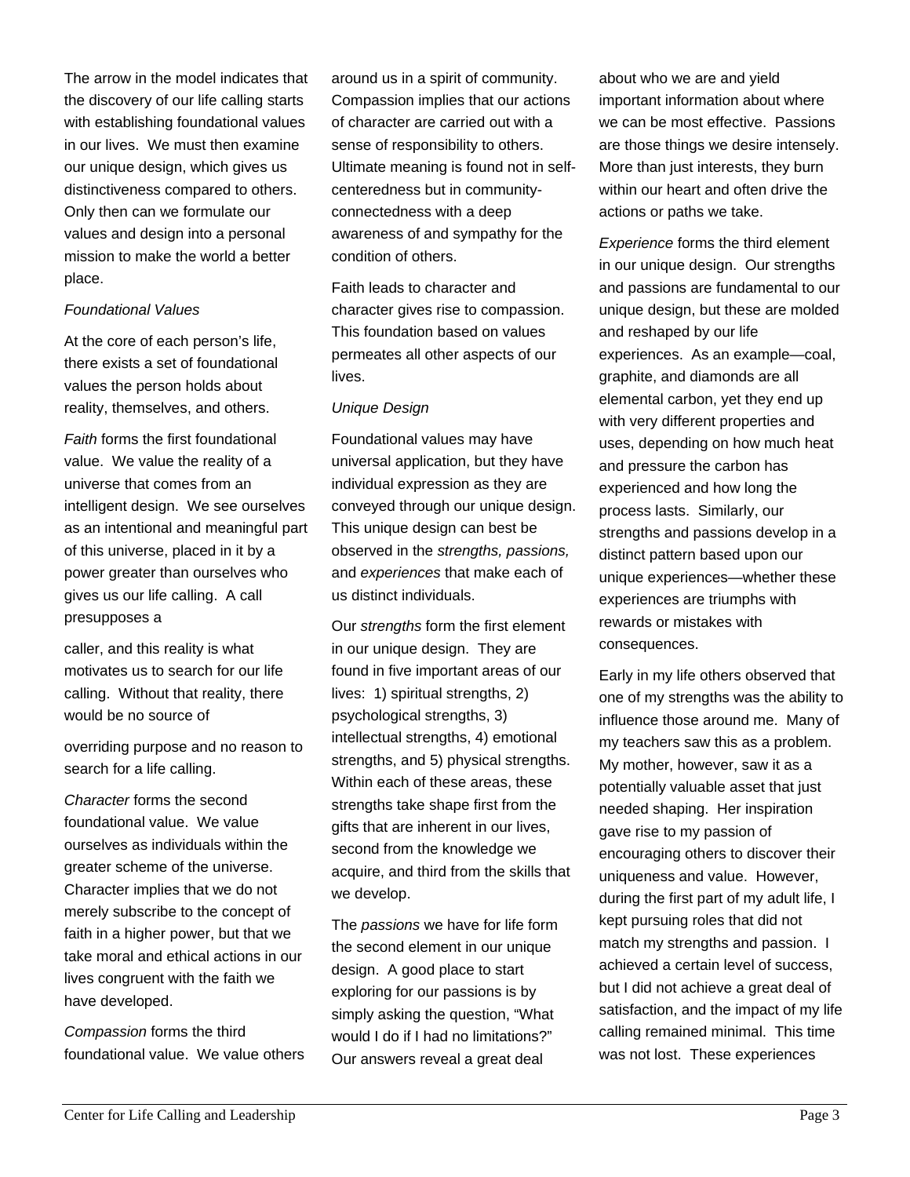The arrow in the model indicates that the discovery of our life calling starts with establishing foundational values in our lives. We must then examine our unique design, which gives us distinctiveness compared to others. Only then can we formulate our values and design into a personal mission to make the world a better place.

*Foundational Values*

At the core of each person's life, there exists a set of foundational values the person holds about reality, themselves, and others.

*Faith* forms the first foundational value. We value the reality of a universe that comes from an intelligent design. We see ourselves as an intentional and meaningful part of this universe, placed in it by a power greater than ourselves who gives us our life calling. A call presupposes a caller, and this reality is what motivates us to search for our life calling. Without that reality, there would be no source of overriding purpose and no reason to search for a life calling.

*Character* forms the second foundational value. We value ourselves as individuals within the greater scheme of the universe. Character implies that we do not merely subscribe to the concept of faith in a higher power, but that we take moral and ethical actions in our lives congruent with the faith we have developed.

*Compassion* forms the third foundational value. We value others around us in a spirit of community. Compassion implies that our actions of character are carried out with a sense of responsibility to others. Ultimate meaning is found not in self-centeredness but in community-connectedness with a deep awareness of and sympathy for the condition of others.

Faith leads to character and character gives rise to compassion. This foundation based on values permeates all other aspects of our lives.

*Unique Design*

Foundational values may have universal application, but they have individual expression as they are conveyed through our unique design. This unique design can best be observed in the *strengths, passions,* and *experiences* that make each of us distinct individuals.

Our *strengths* form the first element in our unique design. They are found in five important areas of our lives: 1) spiritual strengths, 2) psychological strengths, 3) intellectual strengths, 4) emotional strengths, and 5) physical strengths. Within each of these areas, these strengths take shape first from the gifts that are inherent in our lives, second from the knowledge we acquire, and third from the skills that we develop.

The *passions* we have for life form the second element in our unique design. A good place to start exploring for our passions is by simply asking the question, "What would I do if I had no limitations?" Our answers reveal a great deal about who we are and yield important information about where we can be most effective. Passions are those things we desire intensely. More than just interests, they burn within our heart and often drive the actions or paths we take.

*Experience* forms the third element in our unique design. Our strengths and passions are fundamental to our unique design, but these are molded and reshaped by our life experiences. As an example—coal, graphite, and diamonds are all elemental carbon, yet they end up with very different properties and uses, depending on how much heat and pressure the carbon has experienced and how long the process lasts. Similarly, our strengths and passions develop in a distinct pattern based upon our unique experiences—whether these experiences are triumphs with rewards or mistakes with consequences.

Early in my life others observed that one of my strengths was the ability to influence those around me. Many of my teachers saw this as a problem. My mother, however, saw it as a potentially valuable asset that just needed shaping. Her inspiration gave rise to my passion of encouraging others to discover their uniqueness and value. However, during the first part of my adult life, I kept pursuing roles that did not match my strengths and passion. I achieved a certain level of success, but I did not achieve a great deal of satisfaction, and the impact of my life calling remained minimal. This time was not lost. These experiences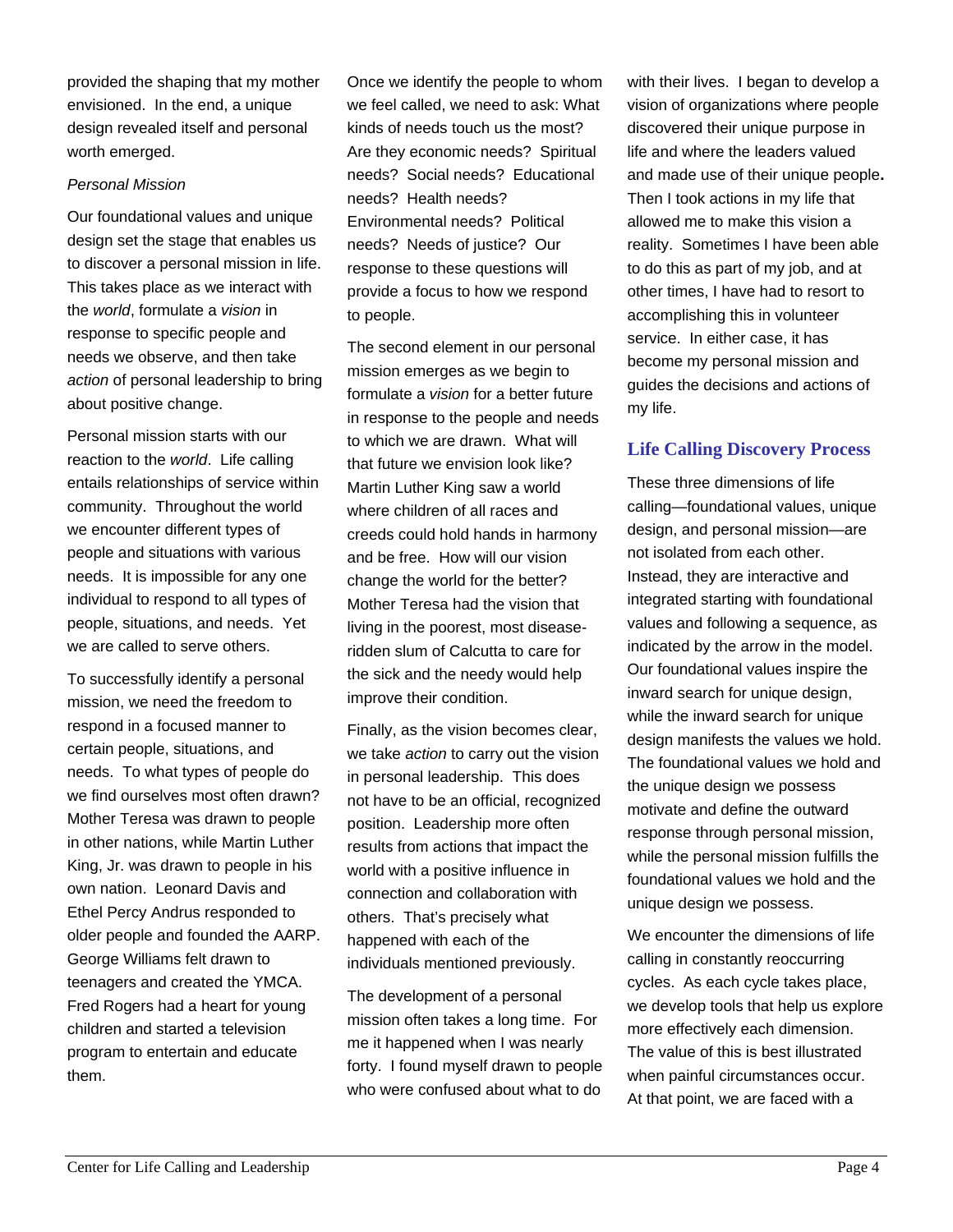provided the shaping that my mother envisioned. In the end, a unique design revealed itself and personal worth emerged.

*Personal Mission*

Our foundational values and unique design set the stage that enables us to discover a personal mission in life. This takes place as we interact with the *world*, formulate a *vision* in response to specific people and needs we observe, and then take *action* of personal leadership to bring about positive change.

Personal mission starts with our reaction to the *world*. Life calling entails relationships of service within community. Throughout the world we encounter different types of people and situations with various needs. It is impossible for any one individual to respond to all types of people, situations, and needs. Yet we are called to serve others.

To successfully identify a personal mission, we need the freedom to respond in a focused manner to certain people, situations, and needs. To what types of people do we find ourselves most often drawn? Mother Teresa was drawn to people in other nations, while Martin Luther King, Jr. was drawn to people in his own nation. Leonard Davis and Ethel Percy Andrus responded to older people and founded the AARP. George Williams felt drawn to teenagers and created the YMCA. Fred Rogers had a heart for young children and started a television program to entertain and educate them.

Once we identify the people to whom we feel called, we need to ask: What kinds of needs touch us the most? Are they economic needs? Spiritual needs? Social needs? Educational needs? Health needs? Environmental needs? Political needs? Needs of justice? Our response to these questions will provide a focus to how we respond to people.

The second element in our personal mission emerges as we begin to formulate a *vision* for a better future in response to the people and needs to which we are drawn. What will that future we envision look like? Martin Luther King saw a world where children of all races and creeds could hold hands in harmony and be free. How will our vision change the world for the better? Mother Teresa had the vision that living in the poorest, most disease-ridden slum of Calcutta to care for the sick and the needy would help improve their condition.

Finally, as the vision becomes clear, we take *action* to carry out the vision in personal leadership. This does not have to be an official, recognized position. Leadership more often results from actions that impact the world with a positive influence in connection and collaboration with others. That's precisely what happened with each of the individuals mentioned previously.

The development of a personal mission often takes a long time. For me it happened when I was nearly forty. I found myself drawn to people who were confused about what to do with their lives. I began to develop a vision of organizations where people discovered their unique purpose in life and where the leaders valued and made use of their unique people. Then I took actions in my life that allowed me to make this vision a reality. Sometimes I have been able to do this as part of my job, and at other times, I have had to resort to accomplishing this in volunteer service. In either case, it has become my personal mission and guides the decisions and actions of my life.

## Life Calling Discovery Process

These three dimensions of life calling—foundational values, unique design, and personal mission—are not isolated from each other. Instead, they are interactive and integrated starting with foundational values and following a sequence, as indicated by the arrow in the model. Our foundational values inspire the inward search for unique design, while the inward search for unique design manifests the values we hold. The foundational values we hold and the unique design we possess motivate and define the outward response through personal mission, while the personal mission fulfills the foundational values we hold and the unique design we possess.

We encounter the dimensions of life calling in constantly reoccurring cycles. As each cycle takes place, we develop tools that help us explore more effectively each dimension. The value of this is best illustrated when painful circumstances occur. At that point, we are faced with a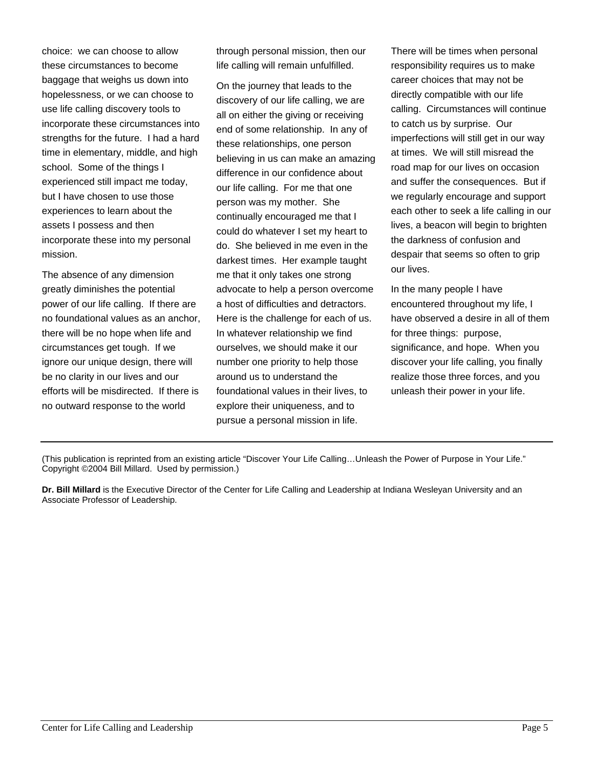choice: we can choose to allow these circumstances to become baggage that weighs us down into hopelessness, or we can choose to use life calling discovery tools to incorporate these circumstances into strengths for the future. I had a hard time in elementary, middle, and high school. Some of the things I experienced still impact me today, but I have chosen to use those experiences to learn about the assets I possess and then incorporate these into my personal mission.

The absence of any dimension greatly diminishes the potential power of our life calling. If there are no foundational values as an anchor, there will be no hope when life and circumstances get tough. If we ignore our unique design, there will be no clarity in our lives and our efforts will be misdirected. If there is no outward response to the world through personal mission, then our life calling will remain unfulfilled.

On the journey that leads to the discovery of our life calling, we are all on either the giving or receiving end of some relationship. In any of these relationships, one person believing in us can make an amazing difference in our confidence about our life calling. For me that one person was my mother. She continually encouraged me that I could do whatever I set my heart to do. She believed in me even in the darkest times. Her example taught me that it only takes one strong advocate to help a person overcome a host of difficulties and detractors. Here is the challenge for each of us. In whatever relationship we find ourselves, we should make it our number one priority to help those around us to understand the foundational values in their lives, to explore their uniqueness, and to pursue a personal mission in life.

There will be times when personal responsibility requires us to make career choices that may not be directly compatible with our life calling. Circumstances will continue to catch us by surprise. Our imperfections will still get in our way at times. We will still misread the road map for our lives on occasion and suffer the consequences. But if we regularly encourage and support each other to seek a life calling in our lives, a beacon will begin to brighten the darkness of confusion and despair that seems so often to grip our lives.

In the many people I have encountered throughout my life, I have observed a desire in all of them for three things: purpose, significance, and hope. When you discover your life calling, you finally realize those three forces, and you unleash their power in your life.

---

(This publication is reprinted from an existing article "Discover Your Life Calling…Unleash the Power of Purpose in Your Life." Copyright ©2004 Bill Millard. Used by permission.)

**Dr. Bill Millard** is the Executive Director of the Center for Life Calling and Leadership at Indiana Wesleyan University and an Associate Professor of Leadership.